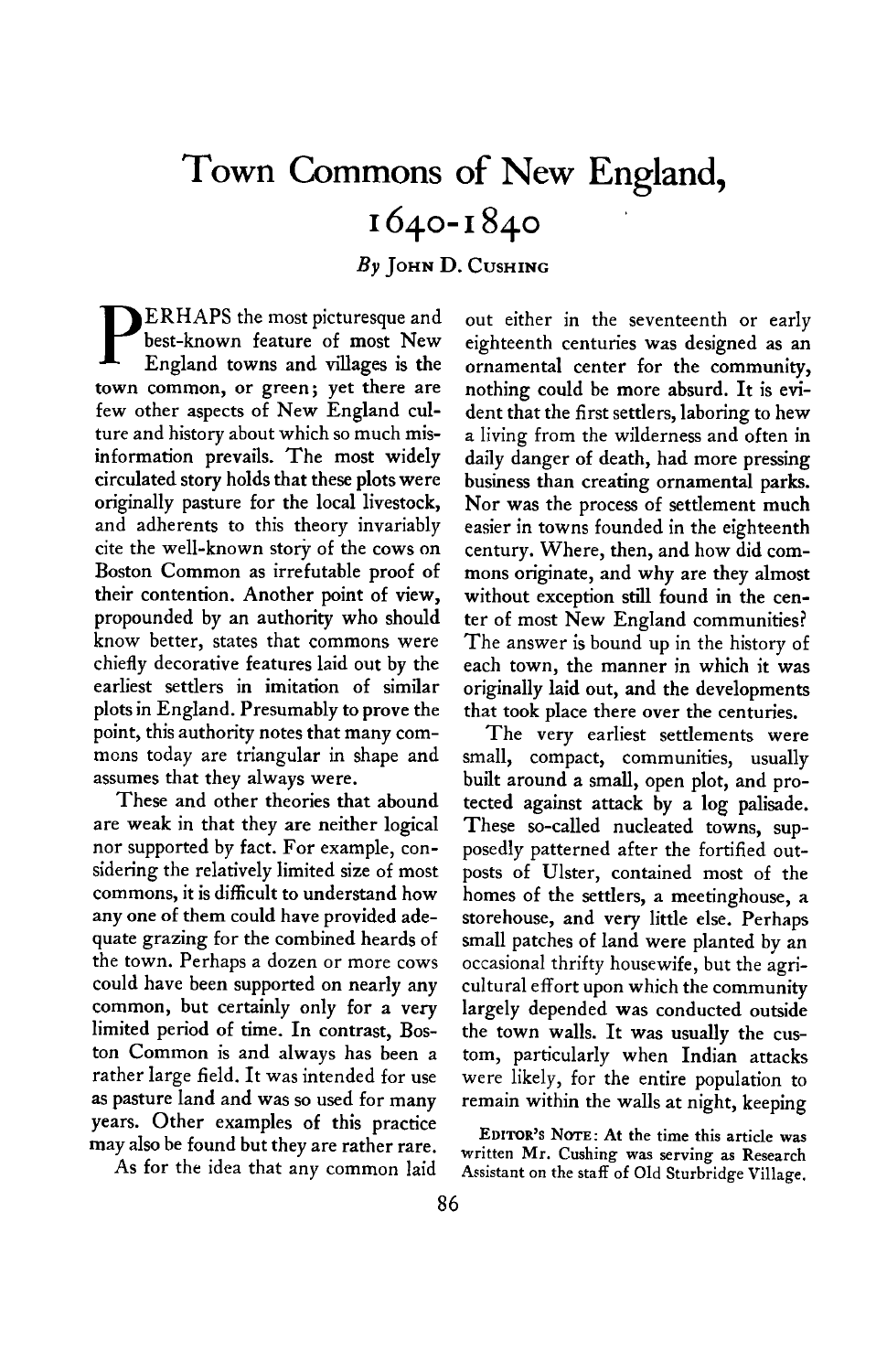# Town Commons of New England, 1640-1840

*By* John D. Cushing

PERHAPS the most picturesque and best-known feature of most New England towns and villages is the town common, or green; yet there are few other aspects of New England culture and history about which so much misinformation prevails. The most widely circulated story holds that these plots were originally pasture for the local livestock, and adherents to this theory invariably cite the well-known story of the cows on Boston Common as irrefutable proof of their contention. Another point of view, propounded by an authority who should know better, states that commons were chiefly decorative features laid out by the earliest settlers in imitation of similar plots in England. Presumably to prove the point, this authority notes that many commons today are triangular in shape and assumes that they always were.

These and other theories that abound are weak in that they are neither logical nor supported by fact. For example, considering the relatively limited size of most commons, it is difficult to understand how any one of them could have provided adequate grazing for the combined heards of the town. Perhaps a dozen or more cows could have been supported on nearly any common, but certainly only for a very limited period of time. In contrast, Boston Common is and always has been a rather large field. It was intended for use as pasture land and was so used for many years. Other examples of this practice may also be found but they are rather rare.

As for the idea that any common laid out either in the seventeenth or early eighteenth centuries was designed as an ornamental center for the community, nothing could be more absurd. It is evident that the first settlers, laboring to hew a living from the wilderness and often in daily danger of death, had more pressing business than creating ornamental parks. Nor was the process of settlement much easier in towns founded in the eighteenth century. Where, then, and how did commons originate, and why are they almost without exception still found in the center of most New England communities? The answer is bound up in the history of each town, the manner in which it was originally laid out, and the developments that took place there over the centuries.

The very earliest settlements were small, compact, communities, usually built around a small, open plot, and protected against attack by a log palisade. These so-called nucleated towns, supposedly patterned after the fortified outposts of Ulster, contained most of the homes of the settlers, a meetinghouse, a storehouse, and very little else. Perhaps small patches of land were planted by an occasional thrifty housewife, but the agricultural effort upon which the community largely depended was conducted outside the town walls. It was usually the custom, particularly when Indian attacks were likely, for the entire population to remain within the walls at night, keeping

Editor's Note: At the time this article was written Mr. Cushing was serving as Research Assistant on the staff of Old Sturbridge Village.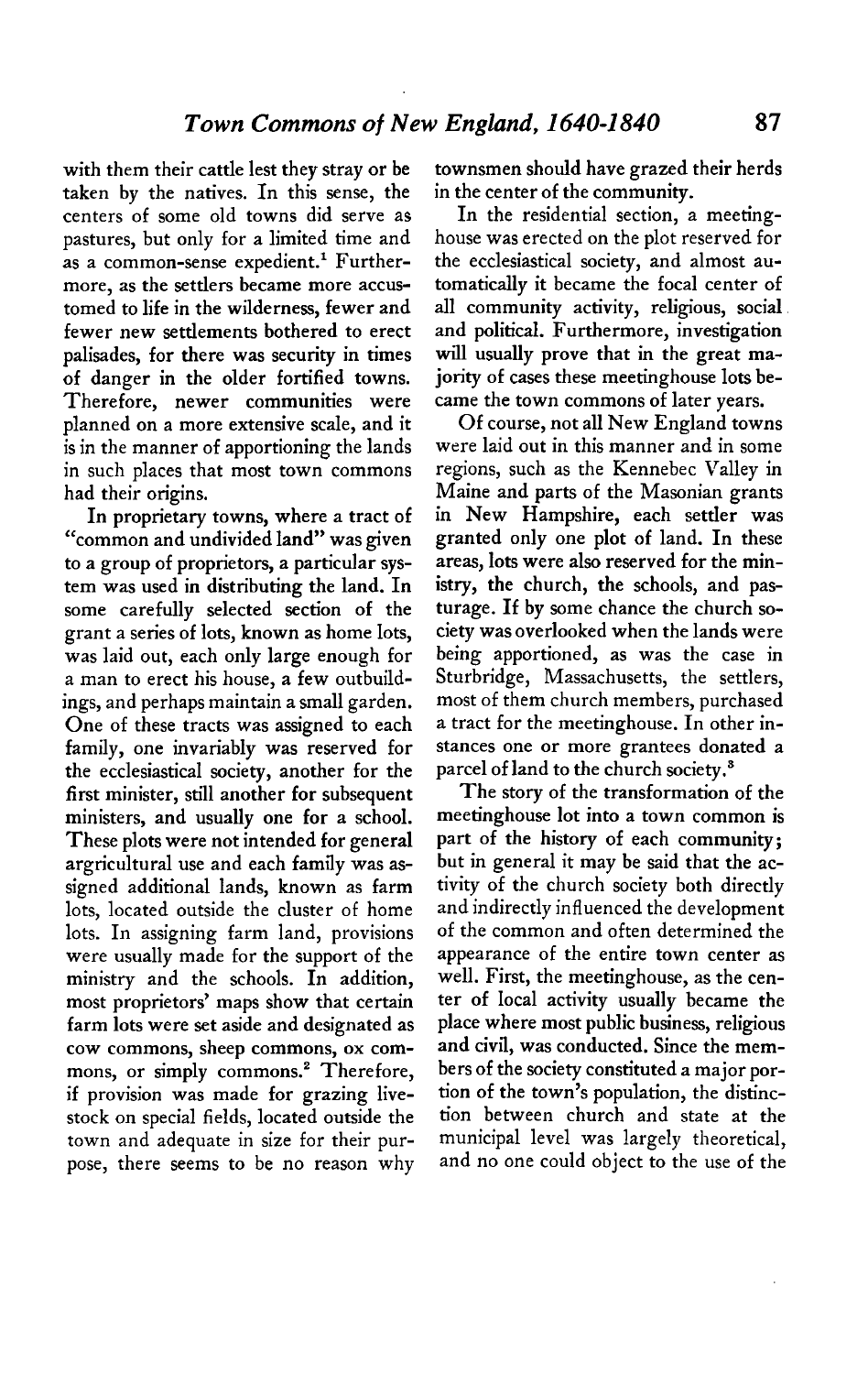with them their cattle lest they stray or be taken by the natives. In this sense, the centers of some old towns did serve as pastures, but only for a limited time and as a common-sense expedient.[1] Furthermore, as the settlers became more accustomed to life in the wilderness, fewer and fewer new settlements bothered to erect palisades, for there was security in times of danger in the older fortified towns. Therefore, newer communities were planned on a more extensive scale, and it is in the manner of apportioning the lands in such places that most town commons had their origins.

In proprietary towns, where a tract of "common and undivided land" was given to a group of proprietors, a particular system was used in distributing the land. In some carefully selected section of the grant a series of lots, known as home lots, was laid out, each only large enough for a man to erect his house, a few outbuildings, and perhaps maintain a small garden. One of these tracts was assigned to each family, one invariably was reserved for the ecclesiastical society, another for the first minister, still another for subsequent ministers, and usually one for a school. These plots were not intended for general argricultural use and each family was assigned additional lands, known as farm lots, located outside the cluster of home lots. In assigning farm land, provisions were usually made for the support of the ministry and the schools. In addition, most proprietors' maps show that certain farm lots were set aside and designated as cow commons, sheep commons, ox commons, or simply commons.[2] Therefore, if provision was made for grazing livestock on special fields, located outside the town and adequate in size for their purpose, there seems to be no reason why townsmen should have grazed their herds in the center of the community.

In the residential section, a meetinghouse was erected on the plot reserved for the ecclesiastical society, and almost automatically it became the focal center of all community activity, religious, social and political. Furthermore, investigation will usually prove that in the great majority of cases these meetinghouse lots became the town commons of later years.

Of course, not all New England towns were laid out in this manner and in some regions, such as the Kennebec Valley in Maine and parts of the Masonian grants in New Hampshire, each settler was granted only one plot of land. In these areas, lots were also reserved for the ministry, the church, the schools, and pasturage. If by some chance the church society was overlooked when the lands were being apportioned, as was the case in Sturbridge, Massachusetts, the settlers, most of them church members, purchased a tract for the meetinghouse. In other instances one or more grantees donated a parcel of land to the church society.[3]

The story of the transformation of the meetinghouse lot into a town common is part of the history of each community; but in general it may be said that the activity of the church society both directly and indirectly influenced the development of the common and often determined the appearance of the entire town center as well. First, the meetinghouse, as the center of local activity usually became the place where most public business, religious and civil, was conducted. Since the members of the society constituted a major portion of the town's population, the distinction between church and state at the municipal level was largely theoretical, and no one could object to the use of the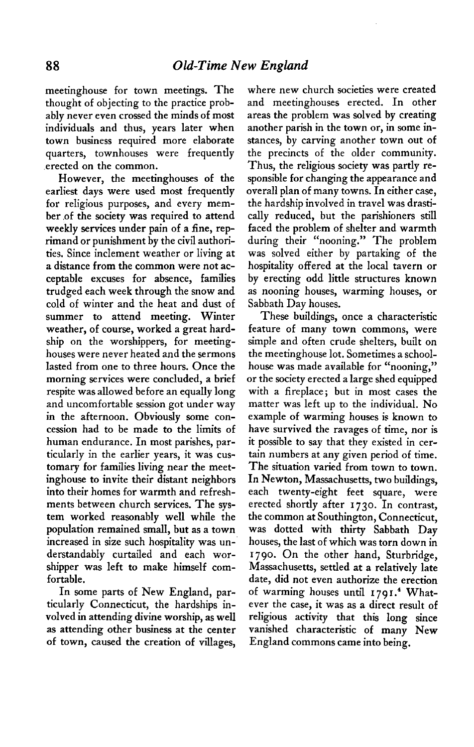meetinghouse for town meetings. The thought of objecting to the practice probably never even crossed the minds of most individuals and thus, years later when town business required more elaborate quarters, townhouses were frequently erected on the common.

However, the meetinghouses of the earliest days were used most frequently for religious purposes, and every member of the society was required to attend weekly services under pain of a fine, reprimand or punishment by the civil authorities. Since inclement weather or living at a distance from the common were not acceptable excuses for absence, families trudged each week through the snow and cold of winter and the heat and dust of summer to attend meeting. Winter weather, of course, worked a great hardship on the worshippers, for meetinghouses were never heated and the sermons lasted from one to three hours. Once the morning services were concluded, a brief respite was allowed before an equally long and uncomfortable session got under way in the afternoon. Obviously some concession had to be made to the limits of human endurance. In most parishes, particularly in the earlier years, it was customary for families living near the meetinghouse to invite their distant neighbors into their homes for warmth and refreshments between church services. The system worked reasonably well while the population remained small, but as a town increased in size such hospitality was understandably curtailed and each worshipper was left to make himself comfortable.

In some parts of New England, particularly Connecticut, the hardships involved in attending divine worship, as well as attending other business at the center of town, caused the creation of villages, where new church societies were created and meetinghouses erected. In other areas the problem was solved by creating another parish in the town or, in some instances, by carving another town out of the precincts of the older community. Thus, the religious society was partly responsible for changing the appearance and overall plan of many towns. In either case, the hardship involved in travel was drastically reduced, but the parishioners still faced the problem of shelter and warmth during their "nooning." The problem was solved either by partaking of the hospitality offered at the local tavern or by erecting odd little structures known as nooning houses, warming houses, or Sabbath Day houses.

These buildings, once a characteristic feature of many town commons, were simple and often crude shelters, built on the meetinghouse lot. Sometimes a schoolhouse was made available for "nooning," or the society erected a large shed equipped with a fireplace; but in most cases the matter was left up to the individual. No example of warming houses is known to have survived the ravages of time, nor is it possible to say that they existed in certain numbers at any given period of time. The situation varied from town to town. In Newton, Massachusetts, two buildings, each twenty-eight feet square, were erected shortly after 1730. In contrast, the common at Southington, Connecticut, was dotted with thirty Sabbath Day houses, the last of which was torn down in 1790. On the other hand, Sturbridge, Massachusetts, settled at a relatively late date, did not even authorize the erection of warming houses until 1791.[4] Whatever the case, it was as a direct result of religious activity that this long since vanished characteristic of many New England commons came into being.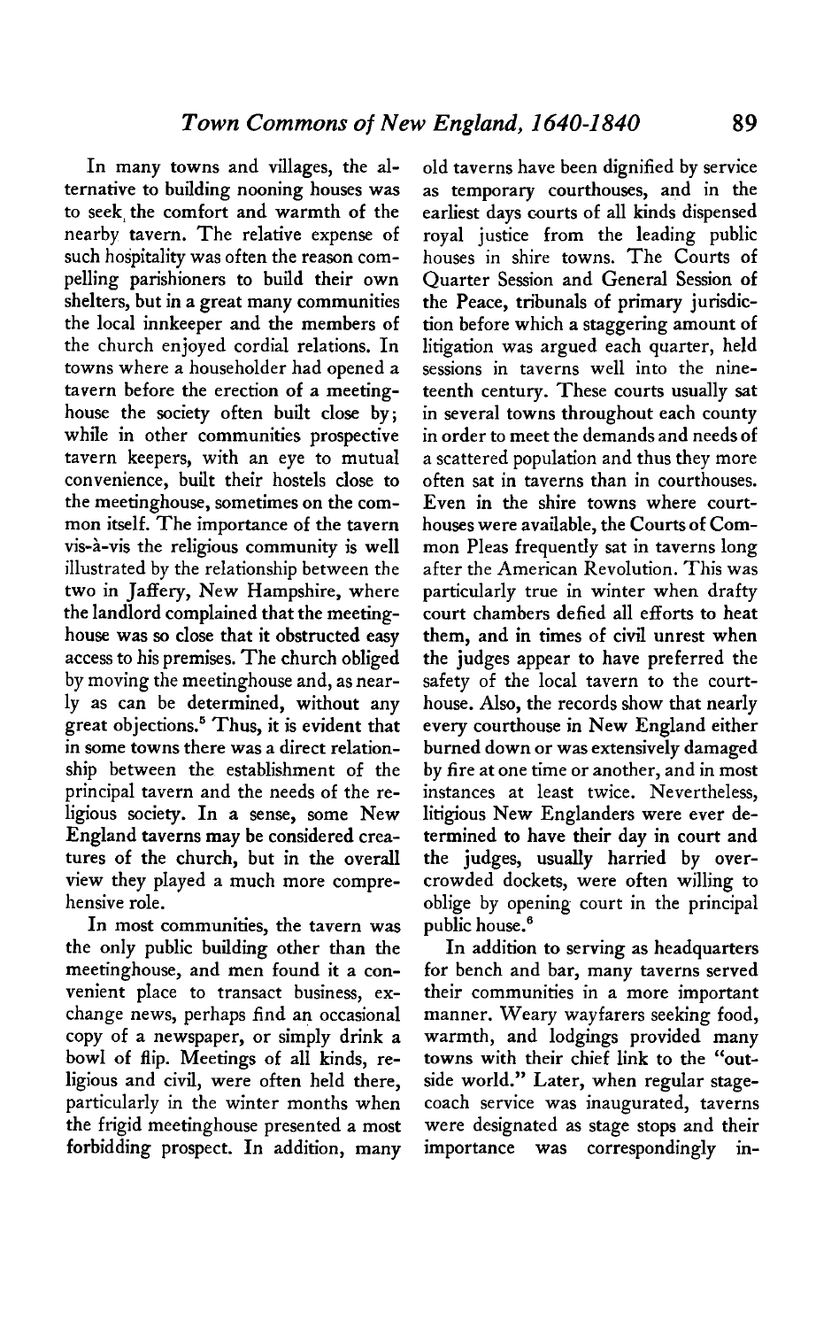In many towns and villages, the alternative to building nooning houses was to seek the comfort and warmth of the nearby tavern. The relative expense of such hospitality was often the reason compelling parishioners to build their own shelters, but in a great many communities the local innkeeper and the members of the church enjoyed cordial relations. In towns where a householder had opened a tavern before the erection of a meetinghouse the society often built close by; while in other communities prospective tavern keepers, with an eye to mutual convenience, built their hostels close to the meetinghouse, sometimes on the common itself. The importance of the tavern vis-à-vis the religious community is well illustrated by the relationship between the two in Jaffery, New Hampshire, where the landlord complained that the meetinghouse was so close that it obstructed easy access to his premises. The church obliged by moving the meetinghouse and, as nearly as can be determined, without any great objections.[5] Thus, it is evident that in some towns there was a direct relationship between the establishment of the principal tavern and the needs of the religious society. In a sense, some New England taverns may be considered creatures of the church, but in the overall view they played a much more comprehensive role.

In most communities, the tavern was the only public building other than the meetinghouse, and men found it a convenient place to transact business, exchange news, perhaps find an occasional copy of a newspaper, or simply drink a bowl of flip. Meetings of all kinds, religious and civil, were often held there, particularly in the winter months when the frigid meetinghouse presented a most forbidding prospect. In addition, many old taverns have been dignified by service as temporary courthouses, and in the earliest days courts of all kinds dispensed royal justice from the leading public houses in shire towns. The Courts of Quarter Session and General Session of the Peace, tribunals of primary jurisdiction before which a staggering amount of litigation was argued each quarter, held sessions in taverns well into the nineteenth century. These courts usually sat in several towns throughout each county in order to meet the demands and needs of a scattered population and thus they more often sat in taverns than in courthouses. Even in the shire towns where courthouses were available, the Courts of Common Pleas frequently sat in taverns long after the American Revolution. This was particularly true in winter when drafty court chambers defied all efforts to heat them, and in times of civil unrest when the judges appear to have preferred the safety of the local tavern to the courthouse. Also, the records show that nearly every courthouse in New England either burned down or was extensively damaged by fire at one time or another, and in most instances at least twice. Nevertheless, litigious New Englanders were ever determined to have their day in court and the judges, usually harried by overcrowded dockets, were often willing to oblige by opening court in the principal public house.[6]

In addition to serving as headquarters for bench and bar, many taverns served their communities in a more important manner. Weary wayfarers seeking food, warmth, and lodgings provided many towns with their chief link to the "outside world." Later, when regular stagecoach service was inaugurated, taverns were designated as stage stops and their importance was correspondingly in-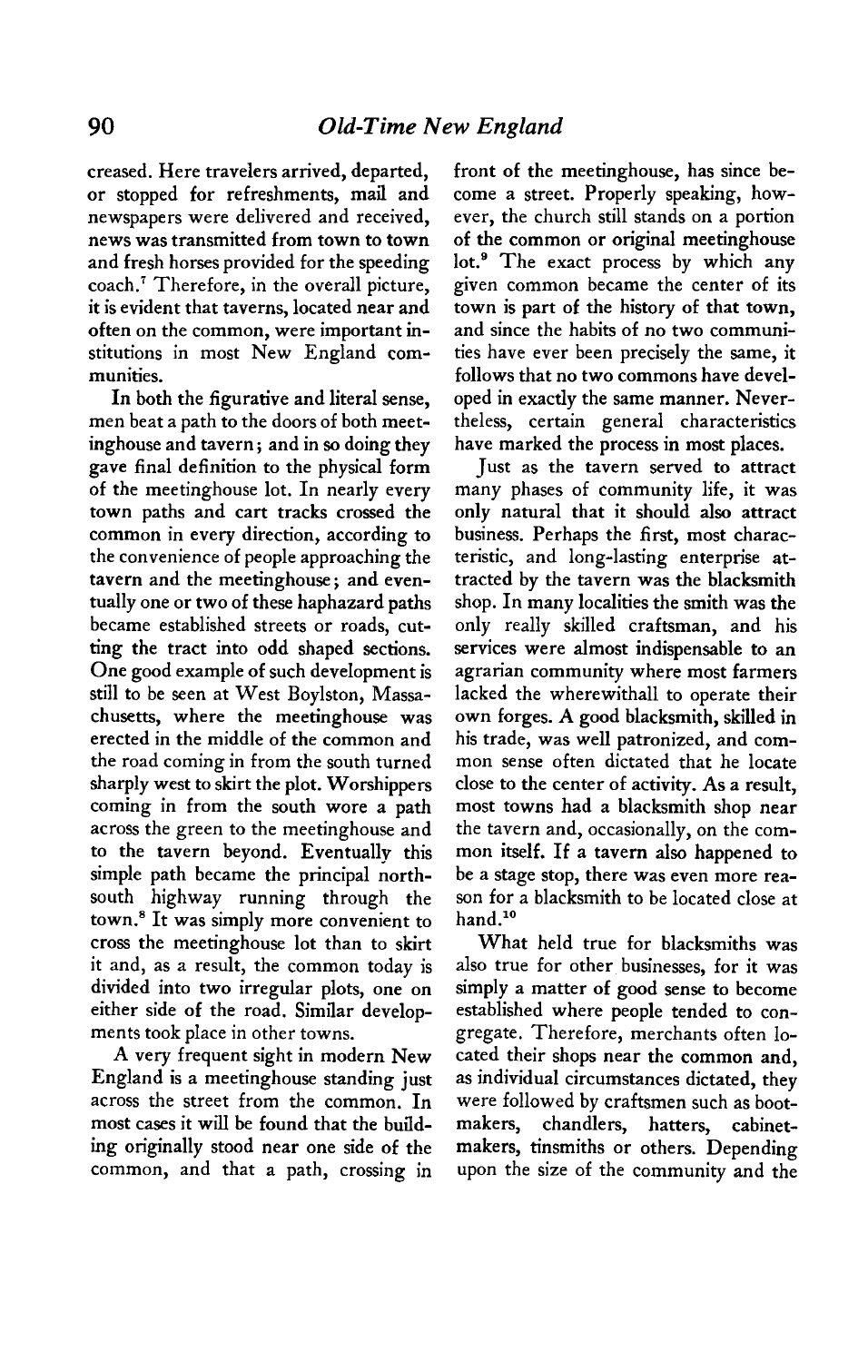creased. Here travelers arrived, departed, or stopped for refreshments, mail and newspapers were delivered and received, news was transmitted from town to town and fresh horses provided for the speeding coach.[7] Therefore, in the overall picture, it is evident that taverns, located near and often on the common, were important institutions in most New England communities.

In both the figurative and literal sense, men beat a path to the doors of both meetinghouse and tavern; and in so doing they gave final definition to the physical form of the meetinghouse lot. In nearly every town paths and cart tracks crossed the common in every direction, according to the convenience of people approaching the tavern and the meetinghouse; and eventually one or two of these haphazard paths became established streets or roads, cutting the tract into odd shaped sections. One good example of such development is still to be seen at West Boylston, Massachusetts, where the meetinghouse was erected in the middle of the common and the road coming in from the south turned sharply west to skirt the plot. Worshippers coming in from the south wore a path across the green to the meetinghouse and to the tavern beyond. Eventually this simple path became the principal north-south highway running through the town.[8] It was simply more convenient to cross the meetinghouse lot than to skirt it and, as a result, the common today is divided into two irregular plots, one on either side of the road. Similar developments took place in other towns.

A very frequent sight in modern New England is a meetinghouse standing just across the street from the common. In most cases it will be found that the building originally stood near one side of the common, and that a path, crossing in front of the meetinghouse, has since become a street. Properly speaking, however, the church still stands on a portion of the common or original meetinghouse lot.[9] The exact process by which any given common became the center of its town is part of the history of that town, and since the habits of no two communities have ever been precisely the same, it follows that no two commons have developed in exactly the same manner. Nevertheless, certain general characteristics have marked the process in most places.

Just as the tavern served to attract many phases of community life, it was only natural that it should also attract business. Perhaps the first, most characteristic, and long-lasting enterprise attracted by the tavern was the blacksmith shop. In many localities the smith was the only really skilled craftsman, and his services were almost indispensable to an agrarian community where most farmers lacked the wherewithall to operate their own forges. A good blacksmith, skilled in his trade, was well patronized, and common sense often dictated that he locate close to the center of activity. As a result, most towns had a blacksmith shop near the tavern and, occasionally, on the common itself. If a tavern also happened to be a stage stop, there was even more reason for a blacksmith to be located close at hand.[10]

What held true for blacksmiths was also true for other businesses, for it was simply a matter of good sense to become established where people tended to congregate. Therefore, merchants often located their shops near the common and, as individual circumstances dictated, they were followed by craftsmen such as bootmakers, chandlers, hatters, cabinetmakers, tinsmiths or others. Depending upon the size of the community and the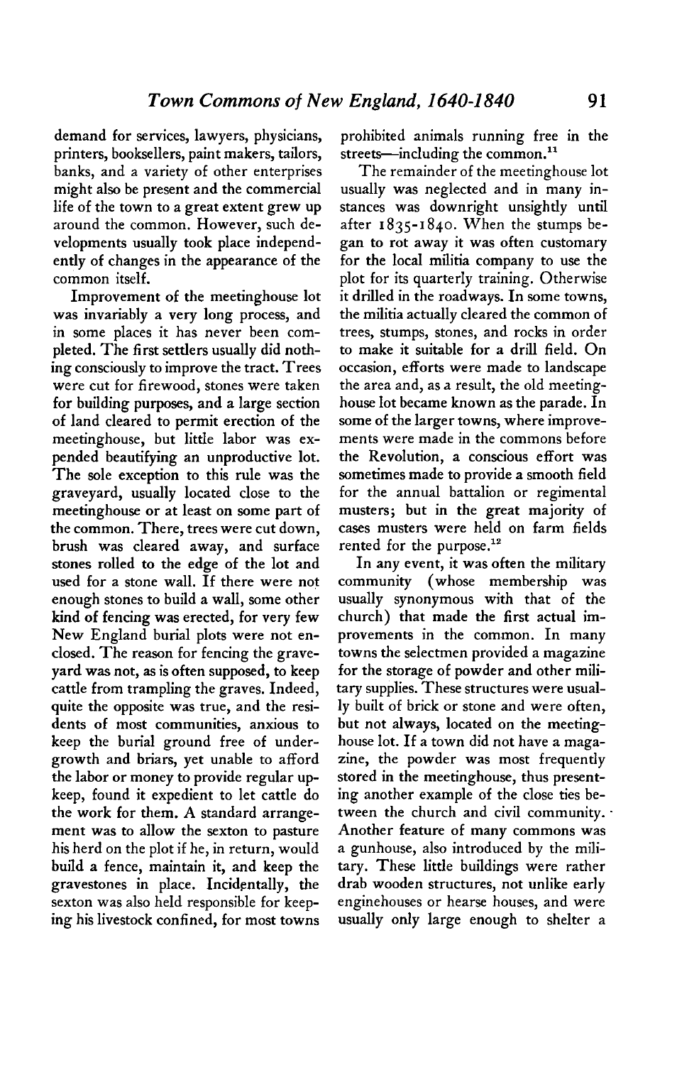demand for services, lawyers, physicians, printers, booksellers, paint makers, tailors, banks, and a variety of other enterprises might also be present and the commercial life of the town to a great extent grew up around the common. However, such developments usually took place independently of changes in the appearance of the common itself.

Improvement of the meetinghouse lot was invariably a very long process, and in some places it has never been completed. The first settlers usually did nothing consciously to improve the tract. Trees were cut for firewood, stones were taken for building purposes, and a large section of land cleared to permit erection of the meetinghouse, but little labor was expended beautifying an unproductive lot. The sole exception to this rule was the graveyard, usually located close to the meetinghouse or at least on some part of the common. There, trees were cut down, brush was cleared away, and surface stones rolled to the edge of the lot and used for a stone wall. If there were not enough stones to build a wall, some other kind of fencing was erected, for very few New England burial plots were not enclosed. The reason for fencing the graveyard was not, as is often supposed, to keep cattle from trampling the graves. Indeed, quite the opposite was true, and the residents of most communities, anxious to keep the burial ground free of undergrowth and briars, yet unable to afford the labor or money to provide regular upkeep, found it expedient to let cattle do the work for them. A standard arrangement was to allow the sexton to pasture his herd on the plot if he, in return, would build a fence, maintain it, and keep the gravestones in place. Incidentally, the sexton was also held responsible for keeping his livestock confined, for most towns prohibited animals running free in the streets—including the common.[11]

The remainder of the meetinghouse lot usually was neglected and in many instances was downright unsightly until after 1835-1840. When the stumps began to rot away it was often customary for the local militia company to use the plot for its quarterly training. Otherwise it drilled in the roadways. In some towns, the militia actually cleared the common of trees, stumps, stones, and rocks in order to make it suitable for a drill field. On occasion, efforts were made to landscape the area and, as a result, the old meetinghouse lot became known as the parade. In some of the larger towns, where improvements were made in the commons before the Revolution, a conscious effort was sometimes made to provide a smooth field for the annual battalion or regimental musters; but in the great majority of cases musters were held on farm fields rented for the purpose.[12]

In any event, it was often the military community (whose membership was usually synonymous with that of the church) that made the first actual improvements in the common. In many towns the selectmen provided a magazine for the storage of powder and other military supplies. These structures were usually built of brick or stone and were often, but not always, located on the meetinghouse lot. If a town did not have a magazine, the powder was most frequently stored in the meetinghouse, thus presenting another example of the close ties between the church and civil community. Another feature of many commons was a gunhouse, also introduced by the military. These little buildings were rather drab wooden structures, not unlike early enginehouses or hearse houses, and were usually only large enough to shelter a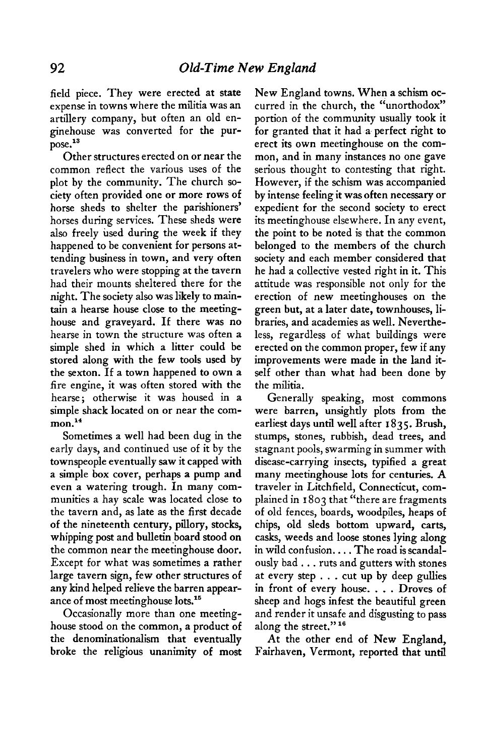field piece. They were erected at state expense in towns where the militia was an artillery company, but often an old enginehouse was converted for the purpose.[13]

Other structures erected on or near the common reflect the various uses of the plot by the community. The church society often provided one or more rows of horse sheds to shelter the parishioners' horses during services. These sheds were also freely used during the week if they happened to be convenient for persons attending business in town, and very often travelers who were stopping at the tavern had their mounts sheltered there for the night. The society also was likely to maintain a hearse house close to the meetinghouse and graveyard. If there was no hearse in town the structure was often a simple shed in which a litter could be stored along with the few tools used by the sexton. If a town happened to own a fire engine, it was often stored with the hearse; otherwise it was housed in a simple shack located on or near the common.[14]

Sometimes a well had been dug in the early days, and continued use of it by the townspeople eventually saw it capped with a simple box cover, perhaps a pump and even a watering trough. In many communities a hay scale was located close to the tavern and, as late as the first decade of the nineteenth century, pillory, stocks, whipping post and bulletin board stood on the common near the meetinghouse door. Except for what was sometimes a rather large tavern sign, few other structures of any kind helped relieve the barren appearance of most meetinghouse lots.[15]

Occasionally more than one meetinghouse stood on the common, a product of the denominationalism that eventually broke the religious unanimity of most New England towns. When a schism occurred in the church, the "unorthodox" portion of the community usually took it for granted that it had a perfect right to erect its own meetinghouse on the common, and in many instances no one gave serious thought to contesting that right. However, if the schism was accompanied by intense feeling it was often necessary or expedient for the second society to erect its meetinghouse elsewhere. In any event, the point to be noted is that the common belonged to the members of the church society and each member considered that he had a collective vested right in it. This attitude was responsible not only for the erection of new meetinghouses on the green but, at a later date, townhouses, libraries, and academies as well. Nevertheless, regardless of what buildings were erected on the common proper, few if any improvements were made in the land itself other than what had been done by the militia.

Generally speaking, most commons were barren, unsightly plots from the earliest days until well after 1835. Brush, stumps, stones, rubbish, dead trees, and stagnant pools, swarming in summer with disease-carrying insects, typified a great many meetinghouse lots for centuries. A traveler in Litchfield, Connecticut, complained in 1803 that "there are fragments of old fences, boards, woodpiles, heaps of chips, old sleds bottom upward, carts, casks, weeds and loose stones lying along in wild confusion. . . . The road is scandalously bad . . . ruts and gutters with stones at every step . . . cut up by deep gullies in front of every house. . . . Droves of sheep and hogs infest the beautiful green and render it unsafe and disgusting to pass along the street."[16]

At the other end of New England, Fairhaven, Vermont, reported that until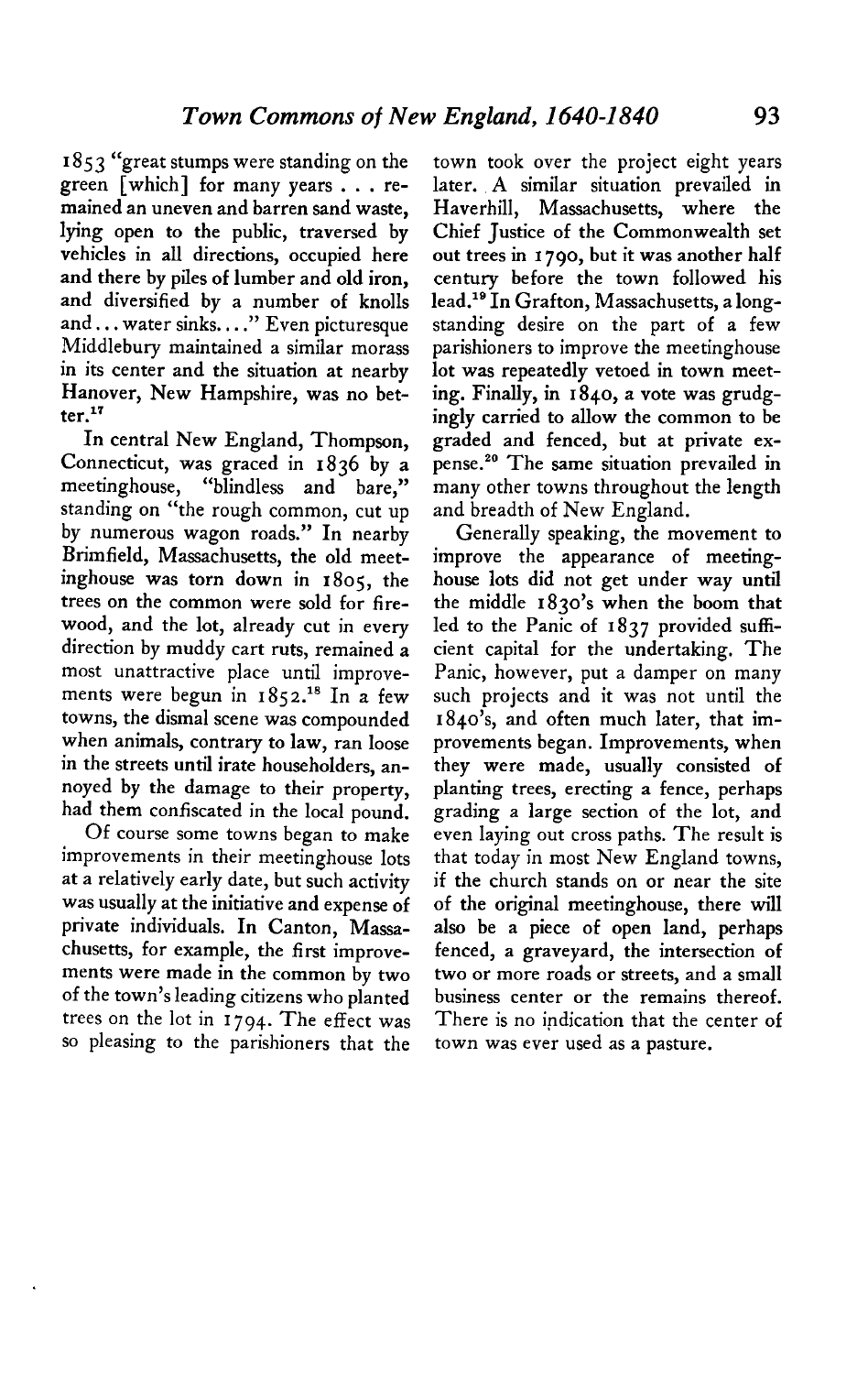1853 "great stumps were standing on the green [which] for many years . . . remained an uneven and barren sand waste, lying open to the public, traversed by vehicles in all directions, occupied here and there by piles of lumber and old iron, and diversified by a number of knolls and . . . water sinks. . . ." Even picturesque Middlebury maintained a similar morass in its center and the situation at nearby Hanover, New Hampshire, was no better.[17]

In central New England, Thompson, Connecticut, was graced in 1836 by a meetinghouse, "blindless and bare," standing on "the rough common, cut up by numerous wagon roads." In nearby Brimfield, Massachusetts, the old meetinghouse was torn down in 1805, the trees on the common were sold for firewood, and the lot, already cut in every direction by muddy cart ruts, remained a most unattractive place until improvements were begun in 1852.[18] In a few towns, the dismal scene was compounded when animals, contrary to law, ran loose in the streets until irate householders, annoyed by the damage to their property, had them confiscated in the local pound.

Of course some towns began to make improvements in their meetinghouse lots at a relatively early date, but such activity was usually at the initiative and expense of private individuals. In Canton, Massachusetts, for example, the first improvements were made in the common by two of the town's leading citizens who planted trees on the lot in 1794. The effect was so pleasing to the parishioners that the town took over the project eight years later. A similar situation prevailed in Haverhill, Massachusetts, where the Chief Justice of the Commonwealth set out trees in 1790, but it was another half century before the town followed his lead.[19] In Grafton, Massachusetts, a long-standing desire on the part of a few parishioners to improve the meetinghouse lot was repeatedly vetoed in town meeting. Finally, in 1840, a vote was grudgingly carried to allow the common to be graded and fenced, but at private expense.[20] The same situation prevailed in many other towns throughout the length and breadth of New England.

Generally speaking, the movement to improve the appearance of meetinghouse lots did not get under way until the middle 1830's when the boom that led to the Panic of 1837 provided sufficient capital for the undertaking. The Panic, however, put a damper on many such projects and it was not until the 1840's, and often much later, that improvements began. Improvements, when they were made, usually consisted of planting trees, erecting a fence, perhaps grading a large section of the lot, and even laying out cross paths. The result is that today in most New England towns, if the church stands on or near the site of the original meetinghouse, there will also be a piece of open land, perhaps fenced, a graveyard, the intersection of two or more roads or streets, and a small business center or the remains thereof. There is no indication that the center of town was ever used as a pasture.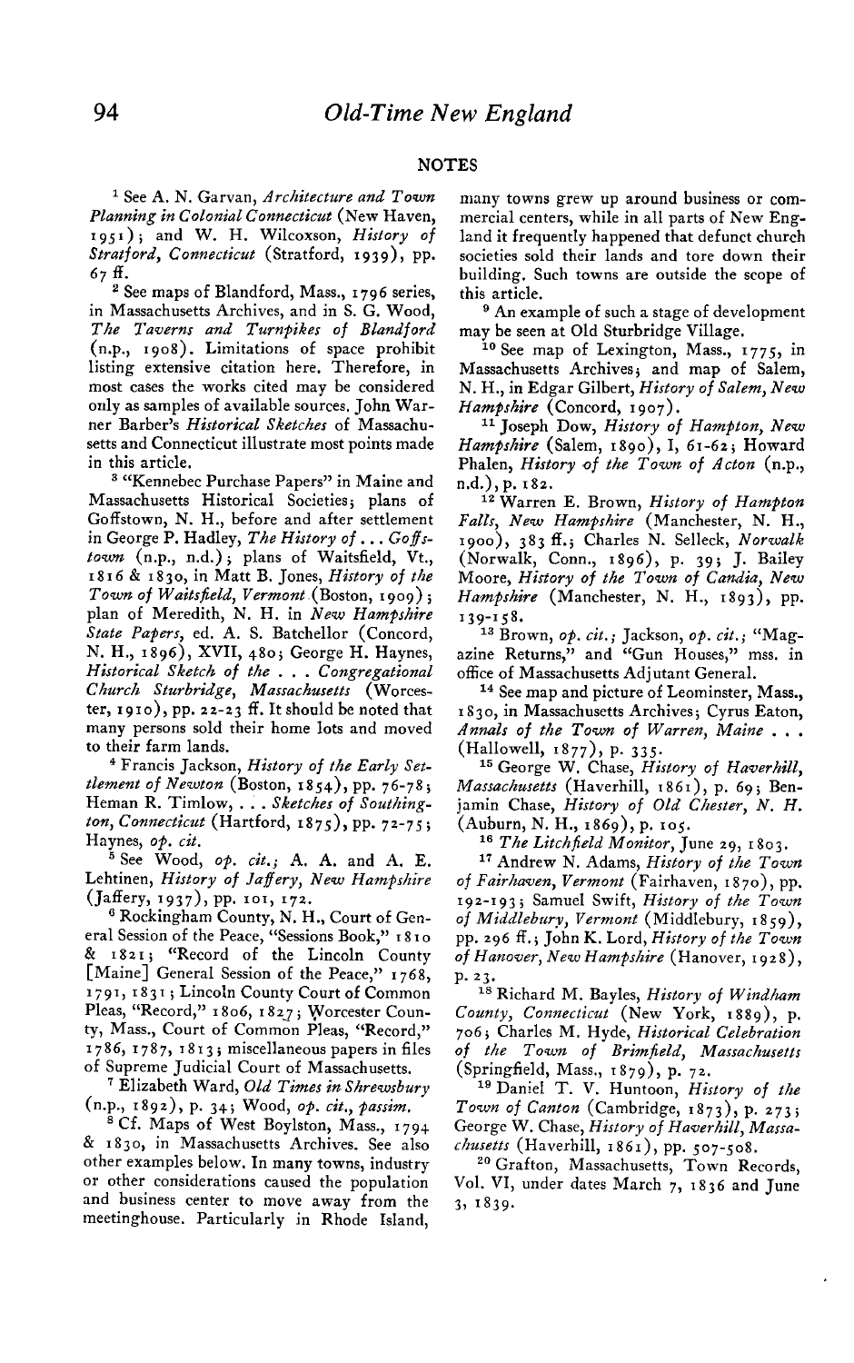## NOTES

1 See A. N. Garvan, *Architecture and Town Planning in Colonial Connecticut* (New Haven, 1951); and W. H. Wilcoxson, *History of Stratford, Connecticut* (Stratford, 1939), pp. 67 ff.

2 See maps of Blandford, Mass., 1796 series, in Massachusetts Archives, and in S. G. Wood, *The Taverns and Turnpikes of Blandford* (n.p., 1908). Limitations of space prohibit listing extensive citation here. Therefore, in most cases the works cited may be considered only as samples of available sources. John Warner Barber's *Historical Sketches* of Massachusetts and Connecticut illustrate most points made in this article.

3 "Kennebec Purchase Papers" in Maine and Massachusetts Historical Societies; plans of Goffstown, N. H., before and after settlement in George P. Hadley, *The History of . . . Goffstown* (n.p., n.d.); plans of Waitsfield, Vt., 1816 & 1830, in Matt B. Jones, *History of the Town of Waitsfield, Vermont* (Boston, 1909); plan of Meredith, N. H. in *New Hampshire State Papers*, ed. A. S. Batchellor (Concord, N. H., 1896), XVII, 480; George H. Haynes, *Historical Sketch of the . . . Congregational Church Sturbridge, Massachusetts* (Worcester, 1910), pp. 22-23 ff. It should be noted that many persons sold their home lots and moved to their farm lands.

4 Francis Jackson, *History of the Early Settlement of Newton* (Boston, 1854), pp. 76-78; Heman R. Timlow, . . . *Sketches of Southington, Connecticut* (Hartford, 1875), pp. 72-75; Haynes, *op. cit.*

5 See Wood, *op. cit.*; A. A. and A. E. Lehtinen, *History of Jaffery, New Hampshire* (Jaffery, 1937), pp. 101, 172.

6 Rockingham County, N. H., Court of General Session of the Peace, "Sessions Book," 1810 & 1821; "Record of the Lincoln County [Maine] General Session of the Peace," 1768, 1791, 1831; Lincoln County Court of Common Pleas, "Record," 1806, 1827; Worcester County, Mass., Court of Common Pleas, "Record," 1786, 1787, 1813; miscellaneous papers in files of Supreme Judicial Court of Massachusetts.

7 Elizabeth Ward, *Old Times in Shrewsbury* (n.p., 1892), p. 34; Wood, *op. cit., passim.*

8 Cf. Maps of West Boylston, Mass., 1794 & 1830, in Massachusetts Archives. See also other examples below. In many towns, industry or other considerations caused the population and business center to move away from the meetinghouse. Particularly in Rhode Island, many towns grew up around business or commercial centers, while in all parts of New England it frequently happened that defunct church societies sold their lands and tore down their building. Such towns are outside the scope of this article.

9 An example of such a stage of development may be seen at Old Sturbridge Village.

10 See map of Lexington, Mass., 1775, in Massachusetts Archives; and map of Salem, N. H., in Edgar Gilbert, *History of Salem, New Hampshire* (Concord, 1907).

11 Joseph Dow, *History of Hampton, New Hampshire* (Salem, 1890), I, 61-62; Howard Phalen, *History of the Town of Acton* (n.p., n.d.), p. 182.

12 Warren E. Brown, *History of Hampton Falls, New Hampshire* (Manchester, N. H., 1900), 383 ff.; Charles N. Selleck, *Norwalk* (Norwalk, Conn., 1896), p. 39; J. Bailey Moore, *History of the Town of Candia, New Hampshire* (Manchester, N. H., 1893), pp. 139-158.

13 Brown, *op. cit.*; Jackson, *op. cit.*; "Magazine Returns," and "Gun Houses," mss. in office of Massachusetts Adjutant General.

14 See map and picture of Leominster, Mass., 1830, in Massachusetts Archives; Cyrus Eaton, *Annals of the Town of Warren, Maine . . .* (Hallowell, 1877), p. 335.

15 George W. Chase, *History of Haverhill, Massachusetts* (Haverhill, 1861), p. 69; Benjamin Chase, *History of Old Chester, N. H.* (Auburn, N. H., 1869), p. 105.

16 *The Litchfield Monitor*, June 29, 1803.

17 Andrew N. Adams, *History of the Town of Fairhaven, Vermont* (Fairhaven, 1870), pp. 192-193; Samuel Swift, *History of the Town of Middlebury, Vermont* (Middlebury, 1859), pp. 296 ff.; John K. Lord, *History of the Town of Hanover, New Hampshire* (Hanover, 1928), p. 23.

18 Richard M. Bayles, *History of Windham County, Connecticut* (New York, 1889), p. 706; Charles M. Hyde, *Historical Celebration of the Town of Brimfield, Massachusetts* (Springfield, Mass., 1879), p. 72.

19 Daniel T. V. Huntoon, *History of the Town of Canton* (Cambridge, 1873), p. 273; George W. Chase, *History of Haverhill, Massachusetts* (Haverhill, 1861), pp. 507-508.

20 Grafton, Massachusetts, Town Records, Vol. VI, under dates March 7, 1836 and June 3, 1839.